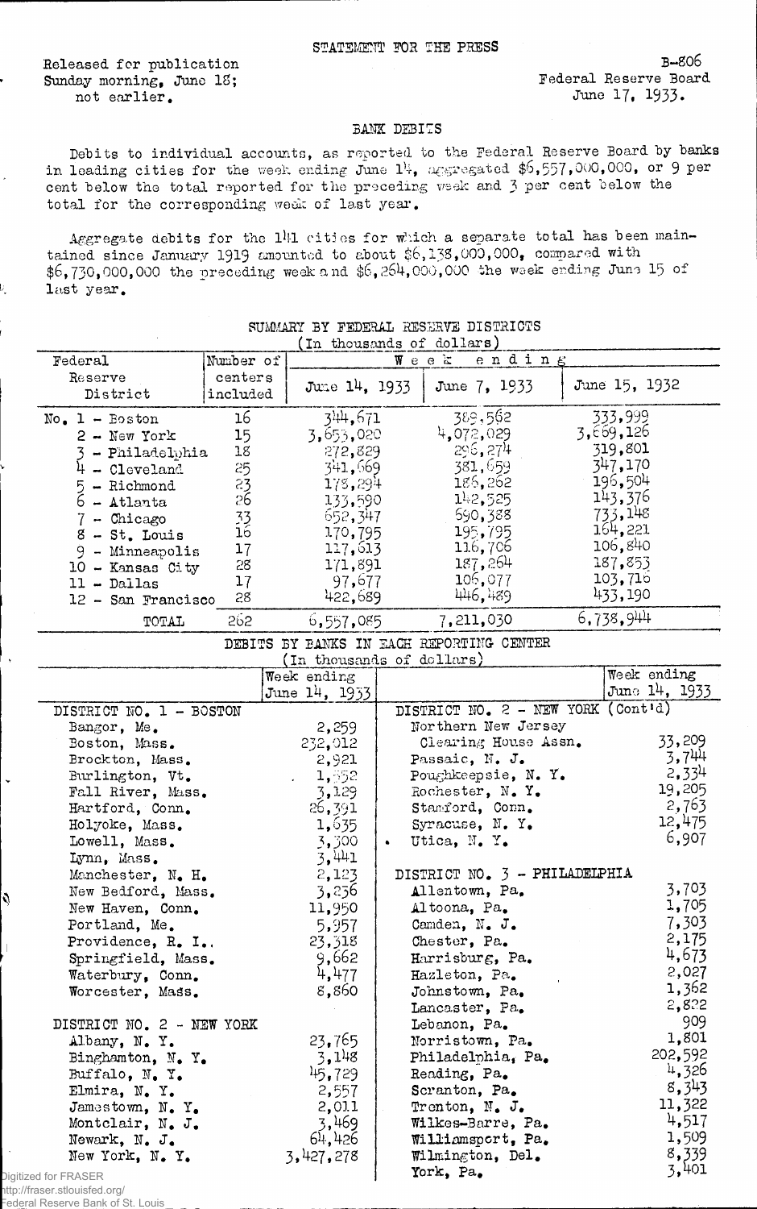STATEMENT FOR THE PRESS

Released for publication
Sunday morning, June 18;
not earlier.

B-806
Federal Reserve Board
June 17, 1933.

## BANK DEBITS

Debits to individual accounts, as reported to the Federal Reserve Board by banks in leading cities for the week ending June 14, aggregated $6,557,000,000, or 9 per cent below the total reported for the preceding week and 3 per cent below the total for the corresponding week of last year.

Aggregate debits for the 141 cities for which a separate total has been maintained since January 1919 amounted to about $6,138,000,000, compared with $6,730,000,000 the preceding week and $6,264,000,000 the week ending June 15 of last year.

### SUMMARY BY FEDERAL RESERVE DISTRICTS
(In thousands of dollars)

| Federal Reserve District | Number of centers included | Week ending June 14, 1933 | June 7, 1933 | June 15, 1932 |
|---|---|---|---|---|
| No. 1 - Boston | 16 | 344,671 | 389,562 | 333,999 |
| 2 - New York | 15 | 3,653,020 | 4,072,029 | 3,869,126 |
| 3 - Philadelphia | 18 | 272,829 | 296,274 | 319,801 |
| 4 - Cleveland | 25 | 341,669 | 381,659 | 347,170 |
| 5 - Richmond | 23 | 178,294 | 186,262 | 196,504 |
| 6 - Atlanta | 26 | 133,590 | 142,525 | 143,376 |
| 7 - Chicago | 33 | 652,347 | 690,388 | 733,148 |
| 8 - St. Louis | 16 | 170,795 | 195,795 | 164,221 |
| 9 - Minneapolis | 17 | 117,613 | 116,706 | 106,840 |
| 10 - Kansas City | 28 | 171,891 | 187,264 | 187,853 |
| 11 - Dallas | 17 | 97,677 | 106,077 | 103,716 |
| 12 - San Francisco | 28 | 422,689 | 446,489 | 433,190 |
| TOTAL | 262 | 6,557,085 | 7,211,030 | 6,738,944 |

### DEBITS BY BANKS IN EACH REPORTING CENTER
(In thousands of dollars)

| | Week ending June 14, 1933 | | Week ending June 14, 1933 |
|---|---|---|---|
| **DISTRICT NO. 1 - BOSTON** | | **DISTRICT NO. 2 - NEW YORK (Cont'd)** | |
| Bangor, Me. | 2,259 | Northern New Jersey Clearing House Assn. | 33,209 |
| Boston, Mass. | 232,012 | Passaic, N. J. | 3,744 |
| Brockton, Mass. | 2,921 | Poughkeepsie, N. Y. | 2,334 |
| Burlington, Vt. | 1,552 | Rochester, N. Y. | 19,205 |
| Fall River, Mass. | 3,129 | Stamford, Conn. | 2,763 |
| Hartford, Conn. | 26,391 | Syracuse, N. Y. | 12,475 |
| Holyoke, Mass. | 1,635 | Utica, N. Y. | 6,907 |
| Lowell, Mass. | 3,300 | | |
| Lynn, Mass. | 3,441 | | |
| Manchester, N. H. | 2,123 | **DISTRICT NO. 3 - PHILADELPHIA** | |
| New Bedford, Mass. | 3,236 | Allentown, Pa. | 3,703 |
| New Haven, Conn. | 11,950 | Altoona, Pa. | 1,705 |
| Portland, Me. | 5,957 | Camden, N. J. | 7,303 |
| Providence, R. I. | 23,318 | Chester, Pa. | 2,175 |
| Springfield, Mass. | 9,662 | Harrisburg, Pa. | 4,673 |
| Waterbury, Conn. | 4,477 | Hazleton, Pa. | 2,027 |
| Worcester, Mass. | 8,860 | Johnstown, Pa. | 1,362 |
| | | Lancaster, Pa. | 2,822 |
| **DISTRICT NO. 2 - NEW YORK** | | Lebanon, Pa. | 909 |
| Albany, N. Y. | 23,765 | Norristown, Pa. | 1,801 |
| Binghamton, N. Y. | 3,148 | Philadelphia, Pa. | 202,592 |
| Buffalo, N. Y. | 45,729 | Reading, Pa. | 4,326 |
| Elmira, N. Y. | 2,557 | Scranton, Pa. | 8,343 |
| Jamestown, N. Y. | 2,011 | Trenton, N. J. | 11,322 |
| Montclair, N. J. | 3,469 | Wilkes-Barre, Pa. | 4,517 |
| Newark, N. J. | 64,426 | Williamsport, Pa. | 1,509 |
| New York, N. Y. | 3,427,278 | Wilmington, Del. | 8,339 |
| | | York, Pa. | 3,401 |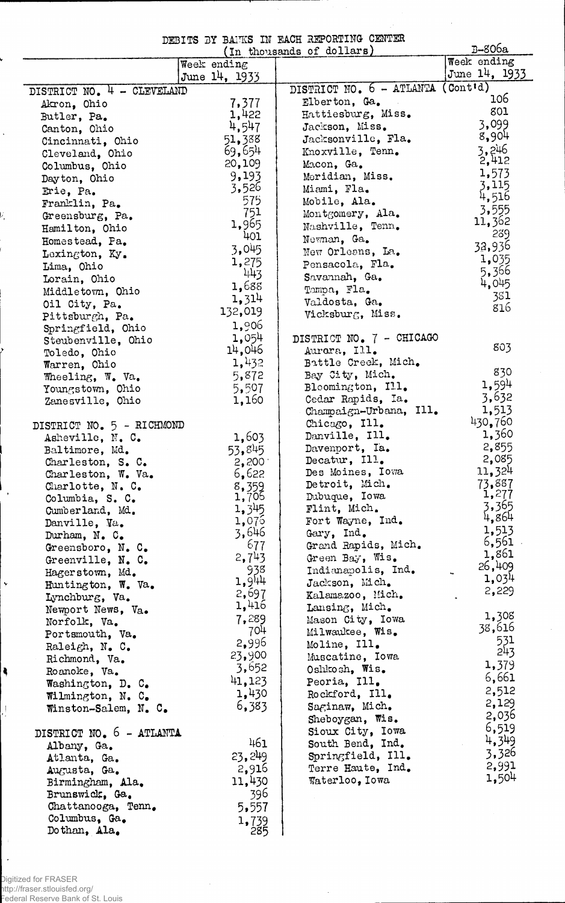DEBITS BY BANKS IN EACH REPORTING CENTER

(In thousands of dollars)

B-806a

| | Week ending June 14, 1933 |
|---|---|
| **DISTRICT NO. 4 - CLEVELAND** | |
| Akron, Ohio | 7,377 |
| Butler, Pa. | 1,422 |
| Canton, Ohio | 4,547 |
| Cincinnati, Ohio | 51,388 |
| Cleveland, Ohio | 69,654 |
| Columbus, Ohio | 20,109 |
| Dayton, Ohio | 9,193 |
| Erie, Pa. | 3,526 |
| Franklin, Pa. | 575 |
| Greensburg, Pa. | 751 |
| Hamilton, Ohio | 1,965 |
| Homestead, Pa. | 401 |
| Lexington, Ky. | 3,045 |
| Lima, Ohio | 1,275 |
| Lorain, Ohio | 443 |
| Middletown, Ohio | 1,688 |
| Oil City, Pa. | 1,314 |
| Pittsburgh, Pa. | 132,019 |
| Springfield, Ohio | 1,906 |
| Steubenville, Ohio | 1,054 |
| Toledo, Ohio | 14,046 |
| Warren, Ohio | 1,432 |
| Wheeling, W. Va. | 5,872 |
| Youngstown, Ohio | 5,507 |
| Zanesville, Ohio | 1,160 |
| **DISTRICT NO. 5 - RICHMOND** | |
| Asheville, N. C. | 1,603 |
| Baltimore, Md. | 53,845 |
| Charleston, S. C. | 2,200 |
| Charleston, W. Va. | 6,622 |
| Charlotte, N. C. | 8,359 |
| Columbia, S. C. | 1,706 |
| Cumberland, Md. | 1,345 |
| Danville, Va. | 1,076 |
| Durham, N. C. | 3,646 |
| Greensboro, N. C. | 677 |
| Greenville, N. C. | 2,743 |
| Hagerstown, Md. | 938 |
| Huntington, W. Va. | 1,944 |
| Lynchburg, Va. | 2,697 |
| Newport News, Va. | 1,416 |
| Norfolk, Va. | 7,289 |
| Portsmouth, Va. | 704 |
| Raleigh, N. C. | 2,996 |
| Richmond, Va. | 23,900 |
| Roanoke, Va. | 3,652 |
| Washington, D. C. | 41,123 |
| Wilmington, N. C. | 1,430 |
| Winston-Salem, N. C. | 6,383 |
| **DISTRICT NO. 6 - ATLANTA** | |
| Albany, Ga. | 461 |
| Atlanta, Ga. | 23,249 |
| Augusta, Ga. | 2,916 |
| Birmingham, Ala. | 11,430 |
| Brunswick, Ga. | 396 |
| Chattanooga, Tenn. | 5,557 |
| Columbus, Ga. | 1,739 |
| Dothan, Ala. | 285 |

| | Week ending June 14, 1933 |
|---|---|
| **DISTRICT NO. 6 - ATLANTA (Cont'd)** | |
| Elberton, Ga. | 106 |
| Hattiesburg, Miss. | 801 |
| Jackson, Miss. | 3,099 |
| Jacksonville, Fla. | 8,904 |
| Knoxville, Tenn. | 3,246 |
| Macon, Ga. | 2,412 |
| Meridian, Miss. | 1,573 |
| Miami, Fla. | 3,115 |
| Mobile, Ala. | 4,516 |
| Montgomery, Ala. | 3,555 |
| Nashville, Tenn. | 11,362 |
| Newnan, Ga. | 289 |
| New Orleans, La. | 32,936 |
| Pensacola, Fla. | 1,035 |
| Savannah, Ga. | 5,366 |
| Tampa, Fla. | 4,045 |
| Valdosta, Ga. | 381 |
| Vicksburg, Miss. | 816 |
| **DISTRICT NO. 7 - CHICAGO** | |
| Aurora, Ill. | 803 |
| Battle Creek, Mich. | |
| Bay City, Mich. | 830 |
| Bloomington, Ill. | 1,594 |
| Cedar Rapids, Ia. | 3,632 |
| Champaign-Urbana, Ill. | 1,513 |
| Chicago, Ill. | 430,760 |
| Danville, Ill. | 1,360 |
| Davenport, Ia. | 2,855 |
| Decatur, Ill. | 2,085 |
| Des Moines, Iowa | 11,324 |
| Detroit, Mich. | 73,887 |
| Dubuque, Iowa | 1,277 |
| Flint, Mich. | 3,365 |
| Fort Wayne, Ind. | 4,864 |
| Gary, Ind. | 1,513 |
| Grand Rapids, Mich. | 6,561 |
| Green Bay, Wis. | 1,861 |
| Indianapolis, Ind. | 26,409 |
| Jackson, Mich. | 1,034 |
| Kalamazoo, Mich. | 2,229 |
| Lansing, Mich. | |
| Mason City, Iowa | 1,308 |
| Milwaukee, Wis. | 38,616 |
| Moline, Ill. | 531 |
| Muscatine, Iowa | 243 |
| Oshkosh, Wis. | 1,379 |
| Peoria, Ill. | 6,661 |
| Rockford, Ill. | 2,512 |
| Saginaw, Mich. | 2,129 |
| Sheboygan, Wis. | 2,036 |
| Sioux City, Iowa | 6,519 |
| South Bend, Ind. | 4,349 |
| Springfield, Ill. | 3,326 |
| Terre Haute, Ind. | 2,991 |
| Waterloo, Iowa | 1,504 |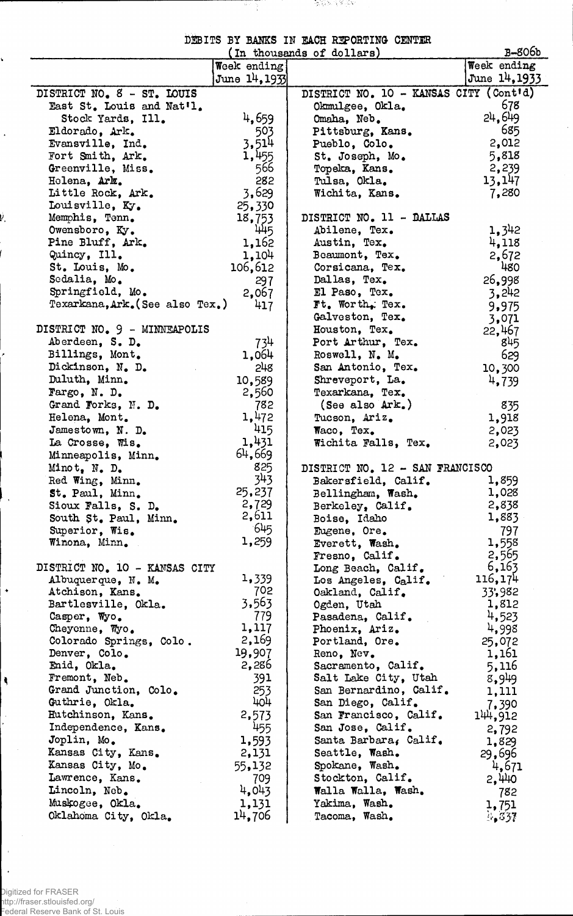# DEBITS BY BANKS IN EACH REPORTING CENTER

(In thousands of dollars)

B-806b

| | Week ending June 14,1933 |
|---|---|
| **DISTRICT NO. 8 - ST. LOUIS** | |
| East St. Louis and Nat'l. Stock Yards, Ill. | 4,659 |
| Eldorado, Ark. | 503 |
| Evansville, Ind. | 3,514 |
| Fort Smith, Ark. | 1,455 |
| Greenville, Miss. | 566 |
| Helena, Ark. | 282 |
| Little Rock, Ark. | 3,629 |
| Louisville, Ky. | 25,330 |
| Memphis, Tenn. | 18,753 |
| Owensboro, Ky. | 445 |
| Pine Bluff, Ark. | 1,162 |
| Quincy, Ill. | 1,104 |
| St. Louis, Mo. | 106,612 |
| Sedalia, Mo. | 297 |
| Springfield, Mo. | 2,067 |
| Texarkana, Ark. (See also Tex.) | 417 |
| **DISTRICT NO. 9 - MINNEAPOLIS** | |
| Aberdeen, S. D. | 734 |
| Billings, Mont. | 1,064 |
| Dickinson, N. D. | 248 |
| Duluth, Minn. | 10,589 |
| Fargo, N. D. | 2,560 |
| Grand Forks, N. D. | 782 |
| Helena, Mont. | 1,472 |
| Jamestown, N. D. | 415 |
| La Crosse, Wis. | 1,431 |
| Minneapolis, Minn. | 64,669 |
| Minot, N. D. | 825 |
| Red Wing, Minn. | 343 |
| St. Paul, Minn. | 25,237 |
| Sioux Falls, S. D. | 2,729 |
| South St. Paul, Minn. | 2,611 |
| Superior, Wis. | 645 |
| Winona, Minn. | 1,259 |
| **DISTRICT NO. 10 - KANSAS CITY** | |
| Albuquerque, N. M. | 1,339 |
| Atchison, Kans. | 702 |
| Bartlesville, Okla. | 3,563 |
| Casper, Wyo. | 779 |
| Cheyenne, Wyo. | 1,117 |
| Colorado Springs, Colo. | 2,169 |
| Denver, Colo. | 19,907 |
| Enid, Okla. | 2,286 |
| Fremont, Neb. | 391 |
| Grand Junction, Colo. | 253 |
| Guthrie, Okla. | 404 |
| Hutchinson, Kans. | 2,573 |
| Independence, Kans. | 455 |
| Joplin, Mo. | 1,593 |
| Kansas City, Kans. | 2,131 |
| Kansas City, Mo. | 55,132 |
| Lawrence, Kans. | 709 |
| Lincoln, Neb. | 4,043 |
| Muskogee, Okla. | 1,131 |
| Oklahoma City, Okla. | 14,706 |
| **DISTRICT NO. 10 - KANSAS CITY (Cont'd)** | |
| Okmulgee, Okla. | 678 |
| Omaha, Neb. | 24,649 |
| Pittsburg, Kans. | 685 |
| Pueblo, Colo. | 2,012 |
| St. Joseph, Mo. | 5,818 |
| Topeka, Kans. | 2,239 |
| Tulsa, Okla. | 13,147 |
| Wichita, Kans. | 7,280 |
| **DISTRICT NO. 11 - DALLAS** | |
| Abilene, Tex. | 1,342 |
| Austin, Tex. | 4,118 |
| Beaumont, Tex. | 2,672 |
| Corsicana, Tex. | 480 |
| Dallas, Tex. | 26,998 |
| El Paso, Tex. | 3,242 |
| Ft. Worth, Tex. | 9,975 |
| Galveston, Tex. | 3,071 |
| Houston, Tex. | 22,467 |
| Port Arthur, Tex. | 845 |
| Roswell, N. M. | 629 |
| San Antonio, Tex. | 10,300 |
| Shreveport, La. | 4,739 |
| Texarkana, Tex. (See also Ark.) | 835 |
| Tucson, Ariz. | 1,918 |
| Waco, Tex. | 2,023 |
| Wichita Falls, Tex. | 2,023 |
| **DISTRICT NO. 12 - SAN FRANCISCO** | |
| Bakersfield, Calif. | 1,859 |
| Bellingham, Wash. | 1,028 |
| Berkeley, Calif. | 2,838 |
| Boise, Idaho | 1,883 |
| Eugene, Ore. | 797 |
| Everett, Wash. | 1,558 |
| Fresno, Calif. | 2,565 |
| Long Beach, Calif. | 6,163 |
| Los Angeles, Calif. | 116,174 |
| Oakland, Calif. | 33,982 |
| Ogden, Utah | 1,812 |
| Pasadena, Calif. | 4,523 |
| Phoenix, Ariz. | 4,998 |
| Portland, Ore. | 25,072 |
| Reno, Nev. | 1,161 |
| Sacramento, Calif. | 5,116 |
| Salt Lake City, Utah | 8,949 |
| San Bernardino, Calif. | 1,111 |
| San Diego, Calif. | 7,390 |
| San Francisco, Calif. | 144,912 |
| San Jose, Calif. | 2,792 |
| Santa Barbara, Calif. | 1,829 |
| Seattle, Wash. | 29,696 |
| Spokane, Wash. | 4,671 |
| Stockton, Calif. | 2,440 |
| Walla Walla, Wash. | 782 |
| Yakima, Wash. | 1,751 |
| Tacoma, Wash. | 8,337 |